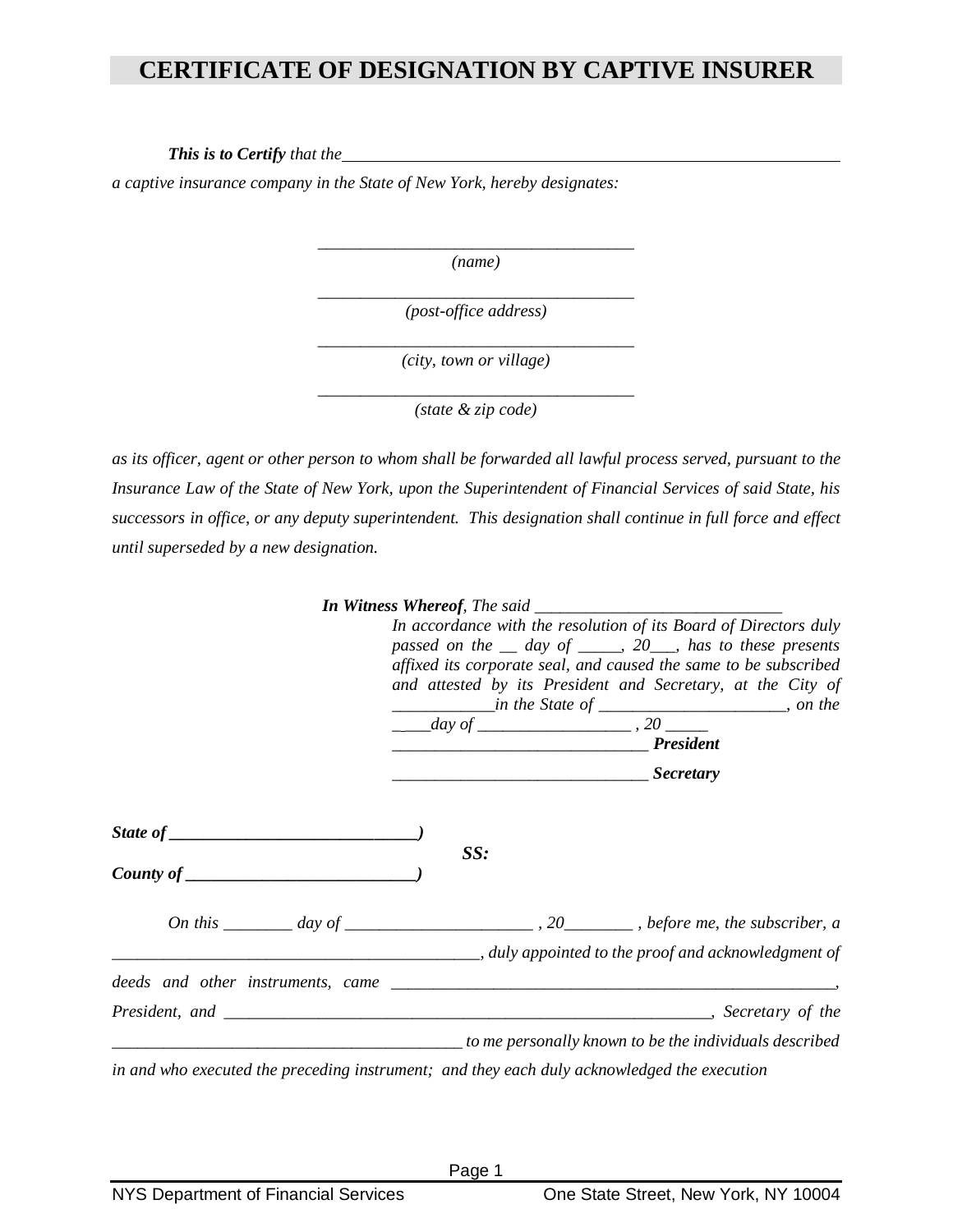# CERTIFICATE OF DESIGNATION BY CAPTIVE INSURER

***This is to Certify*** *that the*\_\_\_\_\_\_\_\_\_\_\_\_\_\_\_\_\_\_\_\_\_\_\_\_\_\_\_\_\_\_\_\_\_\_\_\_\_\_\_\_\_\_\_\_\_\_\_\_\_\_\_\_\_\_

*a captive insurance company in the State of New York, hereby designates:*

\_\_\_\_\_\_\_\_\_\_\_\_\_\_\_\_\_\_\_\_\_\_\_\_\_\_\_\_\_\_\_\_\_\_\_\_\_\_
*(name)*

\_\_\_\_\_\_\_\_\_\_\_\_\_\_\_\_\_\_\_\_\_\_\_\_\_\_\_\_\_\_\_\_\_\_\_\_\_\_
*(post-office address)*

\_\_\_\_\_\_\_\_\_\_\_\_\_\_\_\_\_\_\_\_\_\_\_\_\_\_\_\_\_\_\_\_\_\_\_\_\_\_
*(city, town or village)*

\_\_\_\_\_\_\_\_\_\_\_\_\_\_\_\_\_\_\_\_\_\_\_\_\_\_\_\_\_\_\_\_\_\_\_\_\_\_
*(state & zip code)*

*as its officer, agent or other person to whom shall be forwarded all lawful process served, pursuant to the Insurance Law of the State of New York, upon the Superintendent of Financial Services of said State, his successors in office, or any deputy superintendent. This designation shall continue in full force and effect until superseded by a new designation.*

***In Witness Whereof****, The said* \_\_\_\_\_\_\_\_\_\_\_\_\_\_\_\_\_\_\_\_\_\_\_\_\_\_\_\_\_\_
*In accordance with the resolution of its Board of Directors duly passed on the \_\_ day of \_\_\_\_\_, 20\_\_\_, has to these presents affixed its corporate seal, and caused the same to be subscribed and attested by its President and Secretary, at the City of \_\_\_\_\_\_\_\_\_\_\_\_in the State of \_\_\_\_\_\_\_\_\_\_\_\_\_\_\_\_\_\_\_\_\_\_, on the \_\_\_\_day of \_\_\_\_\_\_\_\_\_\_\_\_\_\_\_\_\_\_ , 20 \_\_\_\_\_*

\_\_\_\_\_\_\_\_\_\_\_\_\_\_\_\_\_\_\_\_\_\_\_\_\_\_\_\_\_\_\_ ***President***

\_\_\_\_\_\_\_\_\_\_\_\_\_\_\_\_\_\_\_\_\_\_\_\_\_\_\_\_\_\_\_ ***Secretary***

***State of \_\_\_\_\_\_\_\_\_\_\_\_\_\_\_\_\_\_\_\_\_\_\_\_\_\_\_\_\_)***
***SS:***
***County of \_\_\_\_\_\_\_\_\_\_\_\_\_\_\_\_\_\_\_\_\_\_\_\_\_\_\_)***

*On this \_\_\_\_\_\_\_\_ day of \_\_\_\_\_\_\_\_\_\_\_\_\_\_\_\_\_\_\_\_\_\_ , 20\_\_\_\_\_\_\_\_ , before me, the subscriber, a \_\_\_\_\_\_\_\_\_\_\_\_\_\_\_\_\_\_\_\_\_\_\_\_\_\_\_\_\_\_\_\_\_\_\_\_\_\_\_\_\_\_\_\_\_, duly appointed to the proof and acknowledgment of deeds and other instruments, came \_\_\_\_\_\_\_\_\_\_\_\_\_\_\_\_\_\_\_\_\_\_\_\_\_\_\_\_\_\_\_\_\_\_\_\_\_\_\_\_\_\_\_\_\_\_\_\_\_\_\_\_\_, President, and \_\_\_\_\_\_\_\_\_\_\_\_\_\_\_\_\_\_\_\_\_\_\_\_\_\_\_\_\_\_\_\_\_\_\_\_\_\_\_\_\_\_\_\_\_\_\_\_\_\_\_\_\_\_\_\_\_\_\_\_, Secretary of the \_\_\_\_\_\_\_\_\_\_\_\_\_\_\_\_\_\_\_\_\_\_\_\_\_\_\_\_\_\_\_\_\_\_\_\_\_\_\_\_\_\_\_ to me personally known to be the individuals described in and who executed the preceding instrument; and they each duly acknowledged the execution*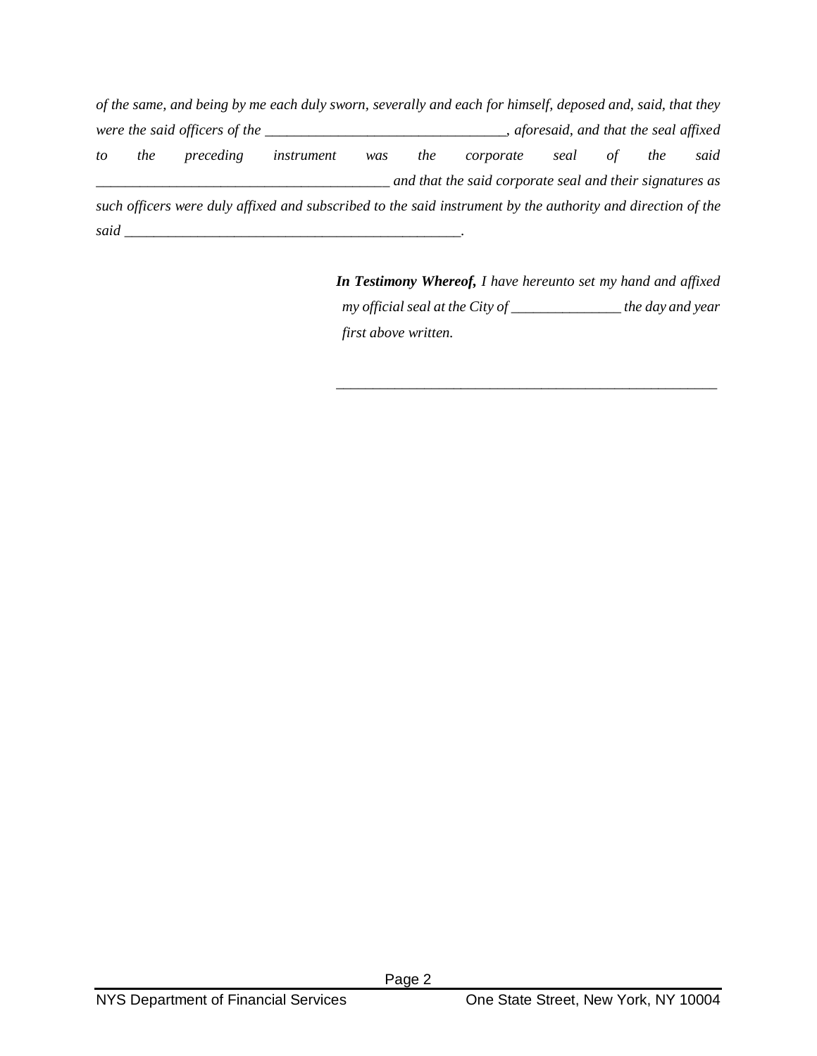*of the same, and being by me each duly sworn, severally and each for himself, deposed and, said, that they were the said officers of the _________________________________, aforesaid, and that the seal affixed to the preceding instrument was the corporate seal of the said ________________________________________ and that the said corporate seal and their signatures as such officers were duly affixed and subscribed to the said instrument by the authority and direction of the said ______________________________________________.*

***In Testimony Whereof,*** *I have hereunto set my hand and affixed my official seal at the City of _______________ the day and year first above written.*

______________________________________________________